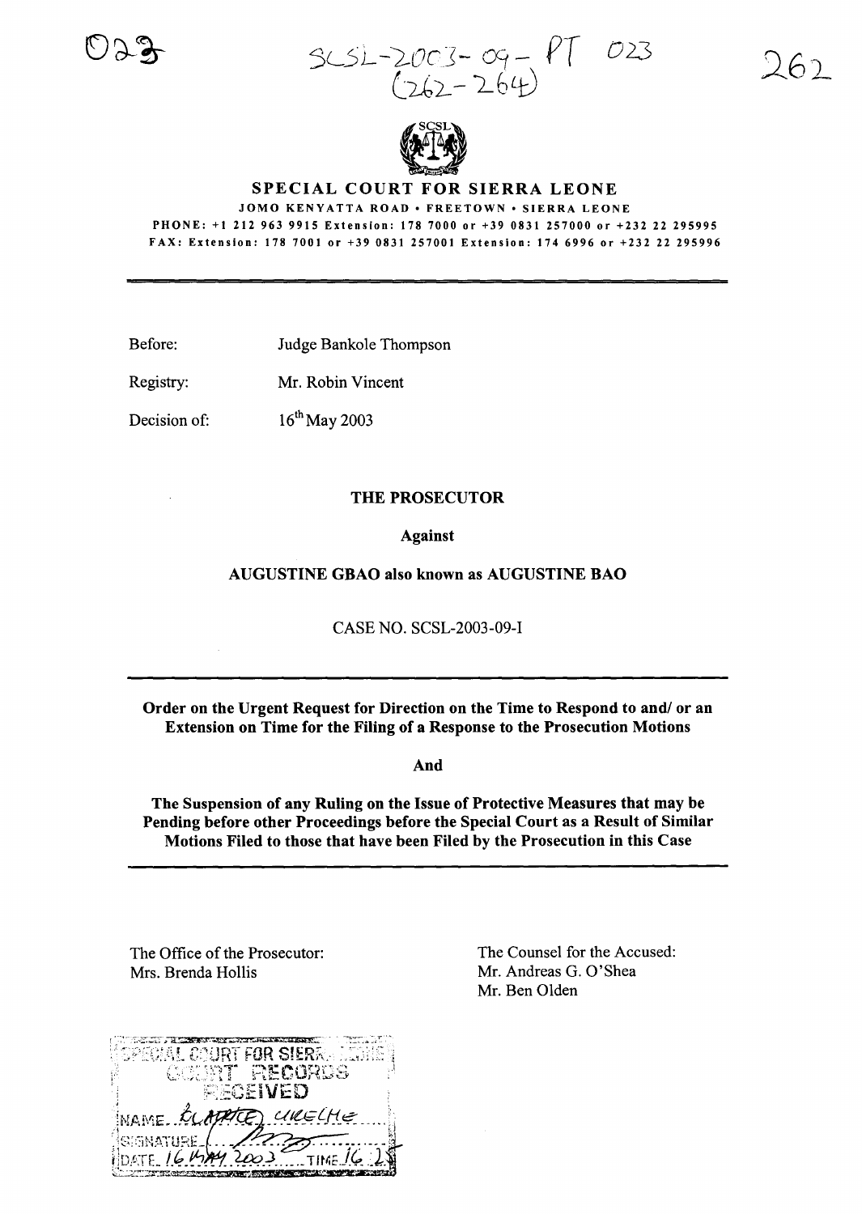SCSL-2003-09-PT 023
(262-264)

# SPECIAL COURT FOR SIERRA LEONE

JOMO KENYATTA ROAD • FREETOWN • SIERRA LEONE

PHONE: +1 212 963 9915 Extension: 178 7000 or +39 0831 257000 or +232 22 295995

FAX: Extension: 178 7001 or +39 0831 257001 Extension: 174 6996 or +232 22 295996

---

Before: Judge Bankole Thompson

Registry: Mr. Robin Vincent

Decision of: 16th May 2003

**THE PROSECUTOR**

**Against**

**AUGUSTINE GBAO also known as AUGUSTINE BAO**

CASE NO. SCSL-2003-09-I

---

**Order on the Urgent Request for Direction on the Time to Respond to and/ or an Extension on Time for the Filing of a Response to the Prosecution Motions**

**And**

**The Suspension of any Ruling on the Issue of Protective Measures that may be Pending before other Proceedings before the Special Court as a Result of Similar Motions Filed to those that have been Filed by the Prosecution in this Case**

---

The Office of the Prosecutor:
Mrs. Brenda Hollis

The Counsel for the Accused:
Mr. Andreas G. O'Shea
Mr. Ben Olden

SPECIAL COURT FOR SIERRA LEONE
COURT RECORDS
RECEIVED
NAME: CLAUDE UKWELHE
SIGNATURE:
DATE: 16 MAY 2003 TIME: 16:25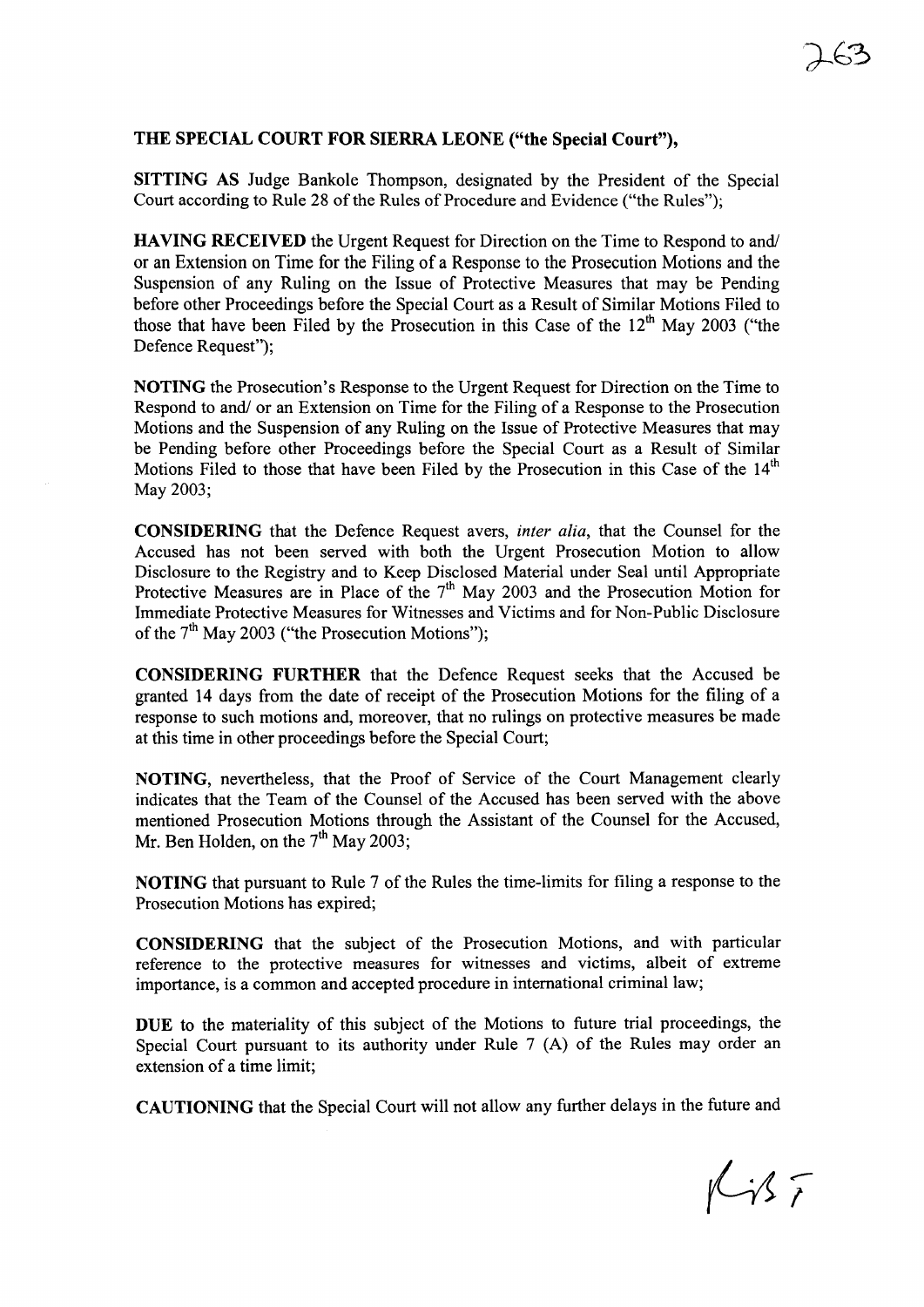**THE SPECIAL COURT FOR SIERRA LEONE ("the Special Court"),**

**SITTING AS** Judge Bankole Thompson, designated by the President of the Special Court according to Rule 28 of the Rules of Procedure and Evidence ("the Rules");

**HAVING RECEIVED** the Urgent Request for Direction on the Time to Respond to and/ or an Extension on Time for the Filing of a Response to the Prosecution Motions and the Suspension of any Ruling on the Issue of Protective Measures that may be Pending before other Proceedings before the Special Court as a Result of Similar Motions Filed to those that have been Filed by the Prosecution in this Case of the 12th May 2003 ("the Defence Request");

**NOTING** the Prosecution's Response to the Urgent Request for Direction on the Time to Respond to and/ or an Extension on Time for the Filing of a Response to the Prosecution Motions and the Suspension of any Ruling on the Issue of Protective Measures that may be Pending before other Proceedings before the Special Court as a Result of Similar Motions Filed to those that have been Filed by the Prosecution in this Case of the 14th May 2003;

**CONSIDERING** that the Defence Request avers, *inter alia*, that the Counsel for the Accused has not been served with both the Urgent Prosecution Motion to allow Disclosure to the Registry and to Keep Disclosed Material under Seal until Appropriate Protective Measures are in Place of the 7th May 2003 and the Prosecution Motion for Immediate Protective Measures for Witnesses and Victims and for Non-Public Disclosure of the 7th May 2003 ("the Prosecution Motions");

**CONSIDERING FURTHER** that the Defence Request seeks that the Accused be granted 14 days from the date of receipt of the Prosecution Motions for the filing of a response to such motions and, moreover, that no rulings on protective measures be made at this time in other proceedings before the Special Court;

**NOTING,** nevertheless, that the Proof of Service of the Court Management clearly indicates that the Team of the Counsel of the Accused has been served with the above mentioned Prosecution Motions through the Assistant of the Counsel for the Accused, Mr. Ben Holden, on the 7th May 2003;

**NOTING** that pursuant to Rule 7 of the Rules the time-limits for filing a response to the Prosecution Motions has expired;

**CONSIDERING** that the subject of the Prosecution Motions, and with particular reference to the protective measures for witnesses and victims, albeit of extreme importance, is a common and accepted procedure in international criminal law;

**DUE** to the materiality of this subject of the Motions to future trial proceedings, the Special Court pursuant to its authority under Rule 7 (A) of the Rules may order an extension of a time limit;

**CAUTIONING** that the Special Court will not allow any further delays in the future and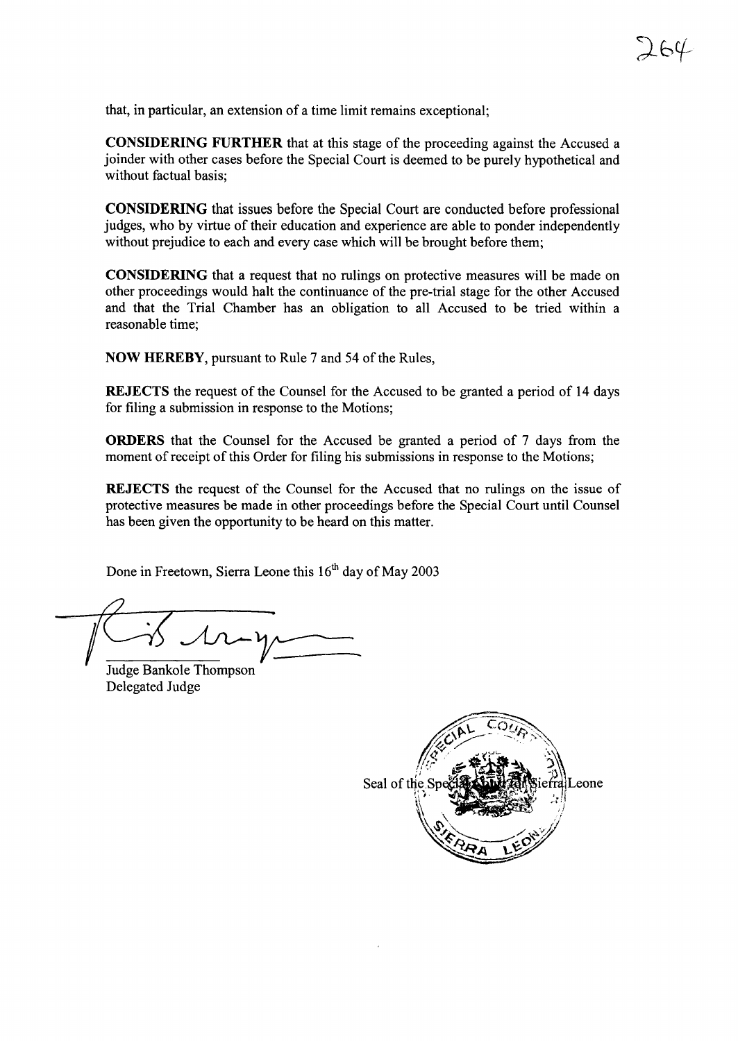that, in particular, an extension of a time limit remains exceptional;

**CONSIDERING FURTHER** that at this stage of the proceeding against the Accused a joinder with other cases before the Special Court is deemed to be purely hypothetical and without factual basis;

**CONSIDERING** that issues before the Special Court are conducted before professional judges, who by virtue of their education and experience are able to ponder independently without prejudice to each and every case which will be brought before them;

**CONSIDERING** that a request that no rulings on protective measures will be made on other proceedings would halt the continuance of the pre-trial stage for the other Accused and that the Trial Chamber has an obligation to all Accused to be tried within a reasonable time;

**NOW HEREBY**, pursuant to Rule 7 and 54 of the Rules,

**REJECTS** the request of the Counsel for the Accused to be granted a period of 14 days for filing a submission in response to the Motions;

**ORDERS** that the Counsel for the Accused be granted a period of 7 days from the moment of receipt of this Order for filing his submissions in response to the Motions;

**REJECTS** the request of the Counsel for the Accused that no rulings on the issue of protective measures be made in other proceedings before the Special Court until Counsel has been given the opportunity to be heard on this matter.

Done in Freetown, Sierra Leone this 16th day of May 2003

Judge Bankole Thompson
Delegated Judge

Seal of the Special Court for Sierra Leone